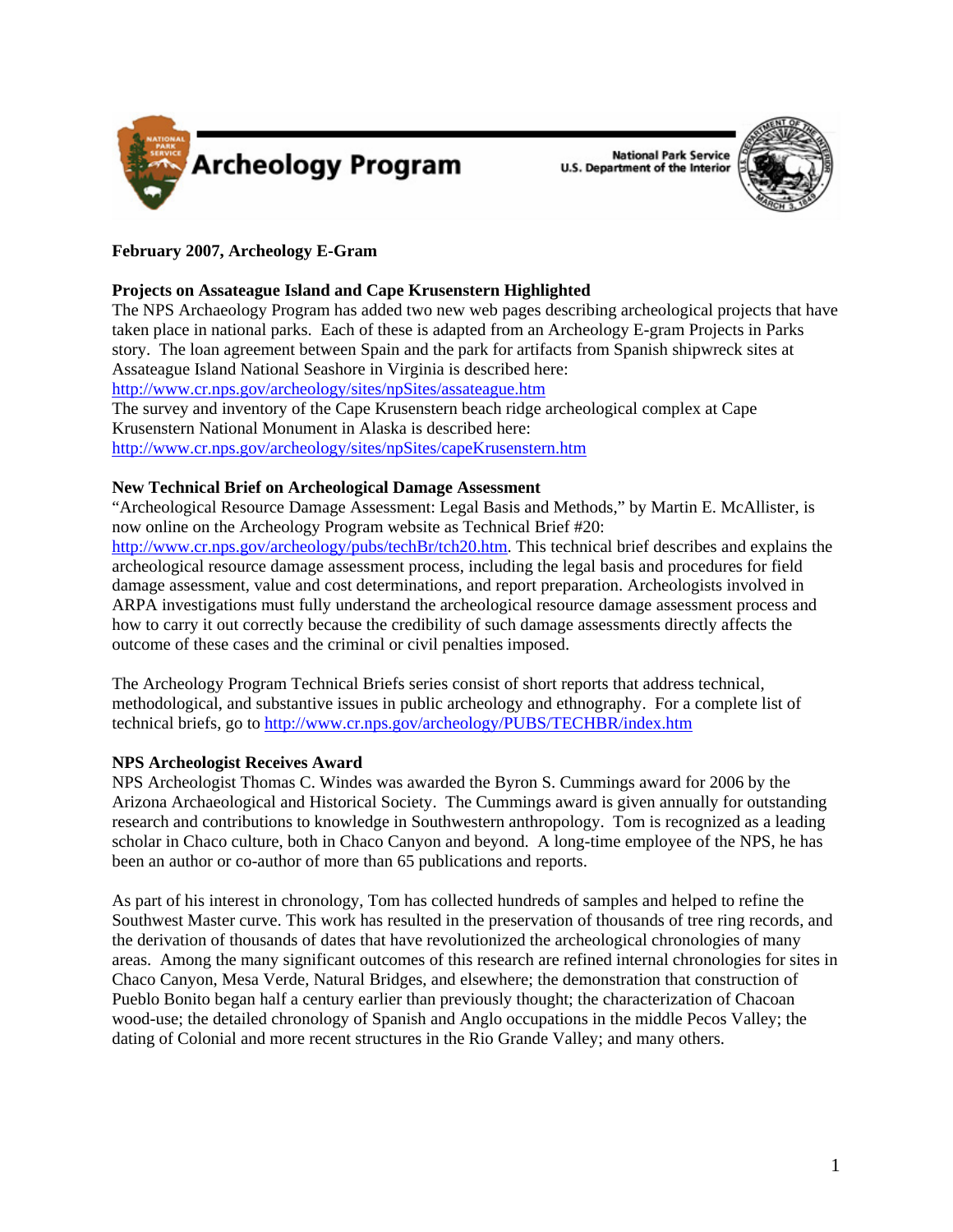Archeology Program

National Park Service
U.S. Department of the Interior

**February 2007, Archeology E-Gram**

**Projects on Assateague Island and Cape Krusenstern Highlighted**

The NPS Archaeology Program has added two new web pages describing archeological projects that have taken place in national parks. Each of these is adapted from an Archeology E-gram Projects in Parks story. The loan agreement between Spain and the park for artifacts from Spanish shipwreck sites at Assateague Island National Seashore in Virginia is described here:
http://www.cr.nps.gov/archeology/sites/npSites/assateague.htm
The survey and inventory of the Cape Krusenstern beach ridge archeological complex at Cape Krusenstern National Monument in Alaska is described here:
http://www.cr.nps.gov/archeology/sites/npSites/capeKrusenstern.htm

**New Technical Brief on Archeological Damage Assessment**

"Archeological Resource Damage Assessment: Legal Basis and Methods," by Martin E. McAllister, is now online on the Archeology Program website as Technical Brief #20:
http://www.cr.nps.gov/archeology/pubs/techBr/tch20.htm. This technical brief describes and explains the archeological resource damage assessment process, including the legal basis and procedures for field damage assessment, value and cost determinations, and report preparation. Archeologists involved in ARPA investigations must fully understand the archeological resource damage assessment process and how to carry it out correctly because the credibility of such damage assessments directly affects the outcome of these cases and the criminal or civil penalties imposed.

The Archeology Program Technical Briefs series consist of short reports that address technical, methodological, and substantive issues in public archeology and ethnography. For a complete list of technical briefs, go to http://www.cr.nps.gov/archeology/PUBS/TECHBR/index.htm

**NPS Archeologist Receives Award**

NPS Archeologist Thomas C. Windes was awarded the Byron S. Cummings award for 2006 by the Arizona Archaeological and Historical Society. The Cummings award is given annually for outstanding research and contributions to knowledge in Southwestern anthropology. Tom is recognized as a leading scholar in Chaco culture, both in Chaco Canyon and beyond. A long-time employee of the NPS, he has been an author or co-author of more than 65 publications and reports.

As part of his interest in chronology, Tom has collected hundreds of samples and helped to refine the Southwest Master curve. This work has resulted in the preservation of thousands of tree ring records, and the derivation of thousands of dates that have revolutionized the archeological chronologies of many areas. Among the many significant outcomes of this research are refined internal chronologies for sites in Chaco Canyon, Mesa Verde, Natural Bridges, and elsewhere; the demonstration that construction of Pueblo Bonito began half a century earlier than previously thought; the characterization of Chacoan wood-use; the detailed chronology of Spanish and Anglo occupations in the middle Pecos Valley; the dating of Colonial and more recent structures in the Rio Grande Valley; and many others.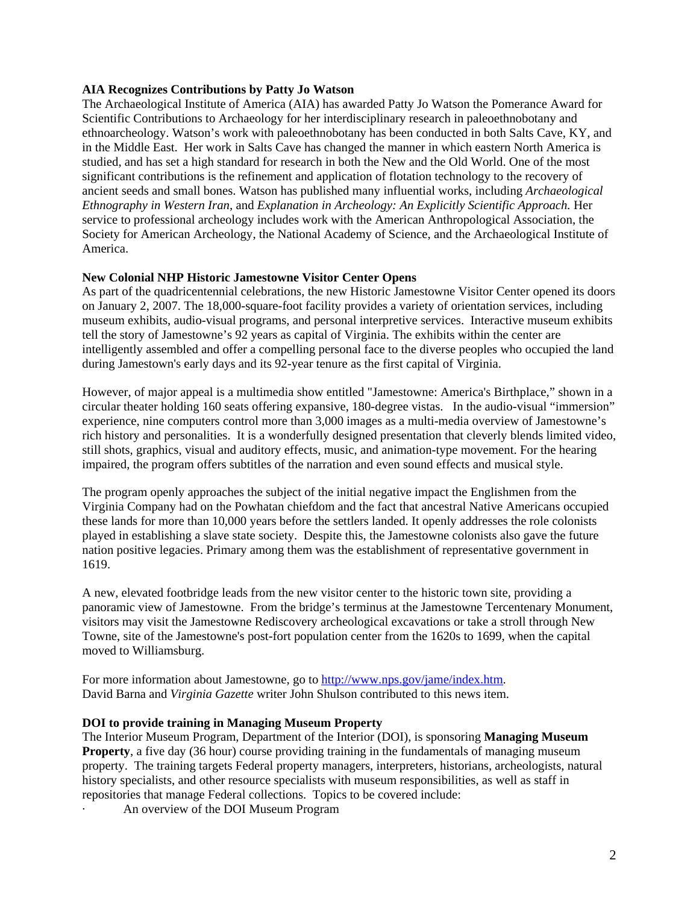**AIA Recognizes Contributions by Patty Jo Watson**

The Archaeological Institute of America (AIA) has awarded Patty Jo Watson the Pomerance Award for Scientific Contributions to Archaeology for her interdisciplinary research in paleoethnobotany and ethnoarcheology. Watson's work with paleoethnobotany has been conducted in both Salts Cave, KY, and in the Middle East. Her work in Salts Cave has changed the manner in which eastern North America is studied, and has set a high standard for research in both the New and the Old World. One of the most significant contributions is the refinement and application of flotation technology to the recovery of ancient seeds and small bones. Watson has published many influential works, including *Archaeological Ethnography in Western Iran,* and *Explanation in Archeology: An Explicitly Scientific Approach.* Her service to professional archeology includes work with the American Anthropological Association, the Society for American Archeology, the National Academy of Science, and the Archaeological Institute of America.

**New Colonial NHP Historic Jamestowne Visitor Center Opens**

As part of the quadricentennial celebrations, the new Historic Jamestowne Visitor Center opened its doors on January 2, 2007. The 18,000-square-foot facility provides a variety of orientation services, including museum exhibits, audio-visual programs, and personal interpretive services. Interactive museum exhibits tell the story of Jamestowne's 92 years as capital of Virginia. The exhibits within the center are intelligently assembled and offer a compelling personal face to the diverse peoples who occupied the land during Jamestown's early days and its 92-year tenure as the first capital of Virginia.

However, of major appeal is a multimedia show entitled "Jamestowne: America's Birthplace," shown in a circular theater holding 160 seats offering expansive, 180-degree vistas. In the audio-visual "immersion" experience, nine computers control more than 3,000 images as a multi-media overview of Jamestowne's rich history and personalities. It is a wonderfully designed presentation that cleverly blends limited video, still shots, graphics, visual and auditory effects, music, and animation-type movement. For the hearing impaired, the program offers subtitles of the narration and even sound effects and musical style.

The program openly approaches the subject of the initial negative impact the Englishmen from the Virginia Company had on the Powhatan chiefdom and the fact that ancestral Native Americans occupied these lands for more than 10,000 years before the settlers landed. It openly addresses the role colonists played in establishing a slave state society. Despite this, the Jamestowne colonists also gave the future nation positive legacies. Primary among them was the establishment of representative government in 1619.

A new, elevated footbridge leads from the new visitor center to the historic town site, providing a panoramic view of Jamestowne. From the bridge's terminus at the Jamestowne Tercentenary Monument, visitors may visit the Jamestowne Rediscovery archeological excavations or take a stroll through New Towne, site of the Jamestowne's post-fort population center from the 1620s to 1699, when the capital moved to Williamsburg.

For more information about Jamestowne, go to http://www.nps.gov/jame/index.htm.
David Barna and *Virginia Gazette* writer John Shulson contributed to this news item.

**DOI to provide training in Managing Museum Property**

The Interior Museum Program, Department of the Interior (DOI), is sponsoring **Managing Museum Property**, a five day (36 hour) course providing training in the fundamentals of managing museum property. The training targets Federal property managers, interpreters, historians, archeologists, natural history specialists, and other resource specialists with museum responsibilities, as well as staff in repositories that manage Federal collections. Topics to be covered include:

- An overview of the DOI Museum Program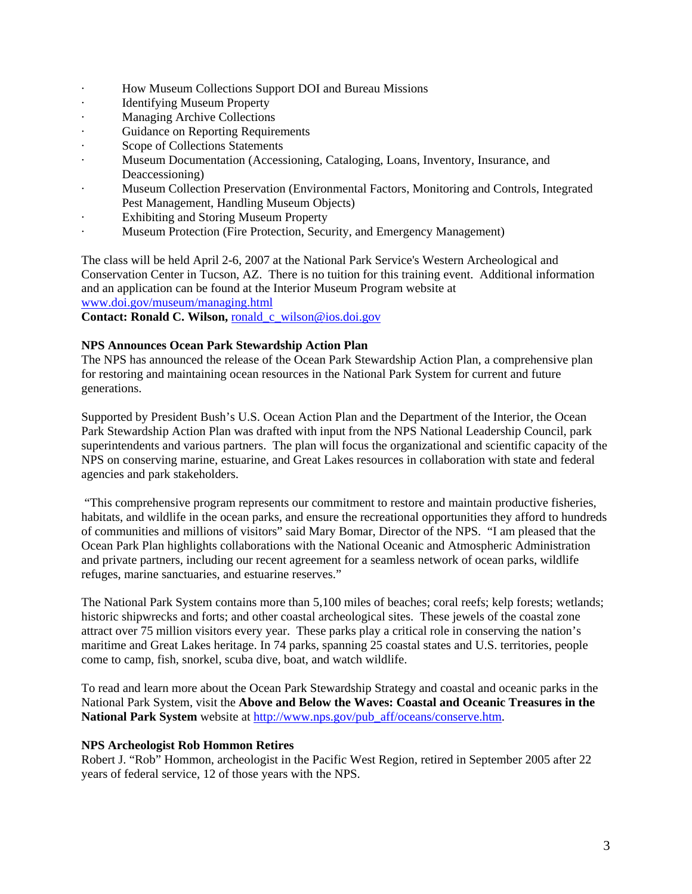- How Museum Collections Support DOI and Bureau Missions
- Identifying Museum Property
- Managing Archive Collections
- Guidance on Reporting Requirements
- Scope of Collections Statements
- Museum Documentation (Accessioning, Cataloging, Loans, Inventory, Insurance, and Deaccessioning)
- Museum Collection Preservation (Environmental Factors, Monitoring and Controls, Integrated Pest Management, Handling Museum Objects)
- Exhibiting and Storing Museum Property
- Museum Protection (Fire Protection, Security, and Emergency Management)

The class will be held April 2-6, 2007 at the National Park Service's Western Archeological and Conservation Center in Tucson, AZ. There is no tuition for this training event. Additional information and an application can be found at the Interior Museum Program website at www.doi.gov/museum/managing.html

**Contact: Ronald C. Wilson,** ronald_c_wilson@ios.doi.gov

**NPS Announces Ocean Park Stewardship Action Plan**

The NPS has announced the release of the Ocean Park Stewardship Action Plan, a comprehensive plan for restoring and maintaining ocean resources in the National Park System for current and future generations.

Supported by President Bush's U.S. Ocean Action Plan and the Department of the Interior, the Ocean Park Stewardship Action Plan was drafted with input from the NPS National Leadership Council, park superintendents and various partners. The plan will focus the organizational and scientific capacity of the NPS on conserving marine, estuarine, and Great Lakes resources in collaboration with state and federal agencies and park stakeholders.

"This comprehensive program represents our commitment to restore and maintain productive fisheries, habitats, and wildlife in the ocean parks, and ensure the recreational opportunities they afford to hundreds of communities and millions of visitors" said Mary Bomar, Director of the NPS. "I am pleased that the Ocean Park Plan highlights collaborations with the National Oceanic and Atmospheric Administration and private partners, including our recent agreement for a seamless network of ocean parks, wildlife refuges, marine sanctuaries, and estuarine reserves."

The National Park System contains more than 5,100 miles of beaches; coral reefs; kelp forests; wetlands; historic shipwrecks and forts; and other coastal archeological sites. These jewels of the coastal zone attract over 75 million visitors every year. These parks play a critical role in conserving the nation's maritime and Great Lakes heritage. In 74 parks, spanning 25 coastal states and U.S. territories, people come to camp, fish, snorkel, scuba dive, boat, and watch wildlife.

To read and learn more about the Ocean Park Stewardship Strategy and coastal and oceanic parks in the National Park System, visit the **Above and Below the Waves: Coastal and Oceanic Treasures in the National Park System** website at http://www.nps.gov/pub_aff/oceans/conserve.htm.

**NPS Archeologist Rob Hommon Retires**

Robert J. "Rob" Hommon, archeologist in the Pacific West Region, retired in September 2005 after 22 years of federal service, 12 of those years with the NPS.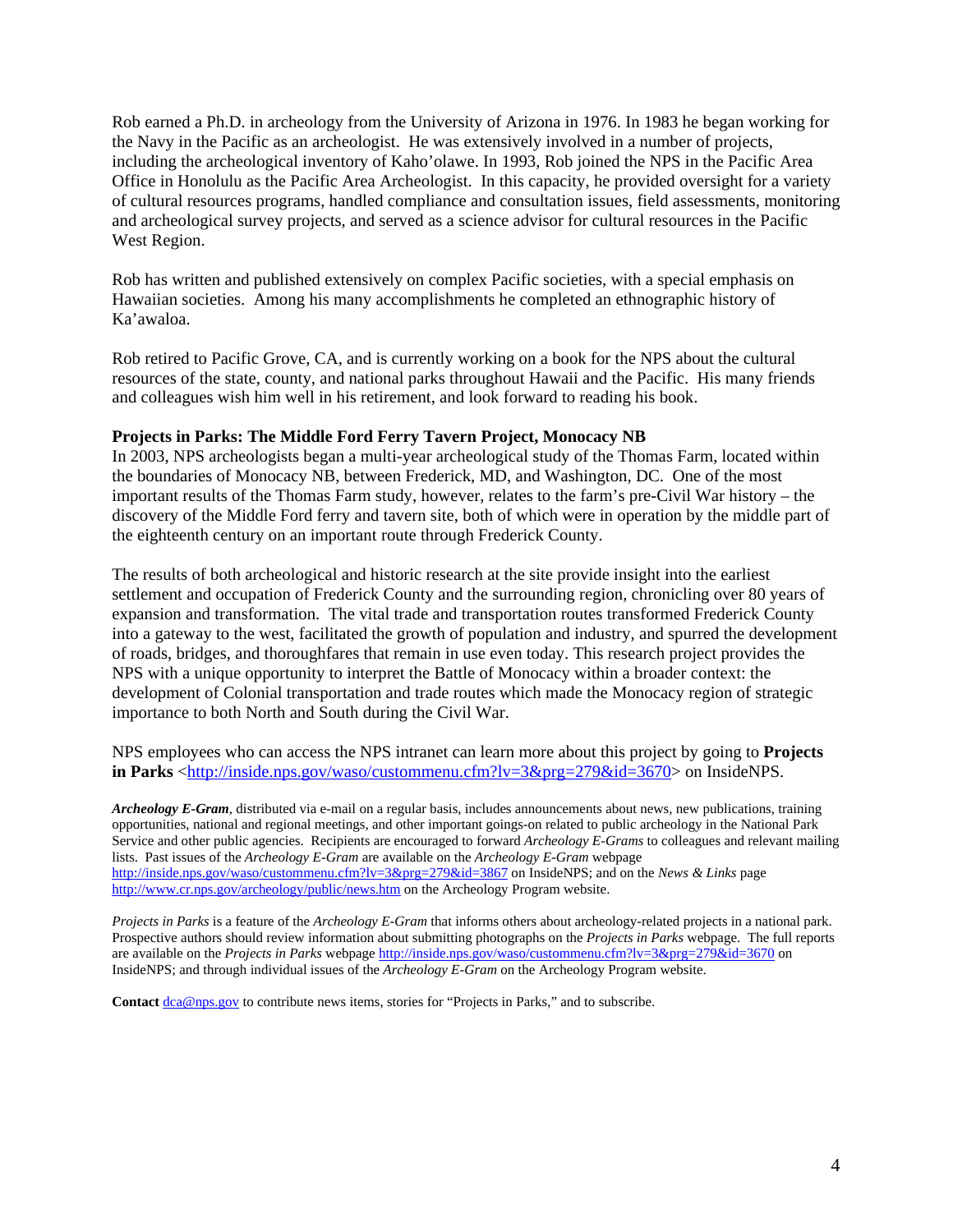Rob earned a Ph.D. in archeology from the University of Arizona in 1976. In 1983 he began working for the Navy in the Pacific as an archeologist. He was extensively involved in a number of projects, including the archeological inventory of Kaho'olawe. In 1993, Rob joined the NPS in the Pacific Area Office in Honolulu as the Pacific Area Archeologist. In this capacity, he provided oversight for a variety of cultural resources programs, handled compliance and consultation issues, field assessments, monitoring and archeological survey projects, and served as a science advisor for cultural resources in the Pacific West Region.

Rob has written and published extensively on complex Pacific societies, with a special emphasis on Hawaiian societies. Among his many accomplishments he completed an ethnographic history of Ka'awaloa.

Rob retired to Pacific Grove, CA, and is currently working on a book for the NPS about the cultural resources of the state, county, and national parks throughout Hawaii and the Pacific. His many friends and colleagues wish him well in his retirement, and look forward to reading his book.

**Projects in Parks: The Middle Ford Ferry Tavern Project, Monocacy NB**

In 2003, NPS archeologists began a multi-year archeological study of the Thomas Farm, located within the boundaries of Monocacy NB, between Frederick, MD, and Washington, DC. One of the most important results of the Thomas Farm study, however, relates to the farm's pre-Civil War history – the discovery of the Middle Ford ferry and tavern site, both of which were in operation by the middle part of the eighteenth century on an important route through Frederick County.

The results of both archeological and historic research at the site provide insight into the earliest settlement and occupation of Frederick County and the surrounding region, chronicling over 80 years of expansion and transformation. The vital trade and transportation routes transformed Frederick County into a gateway to the west, facilitated the growth of population and industry, and spurred the development of roads, bridges, and thoroughfares that remain in use even today. This research project provides the NPS with a unique opportunity to interpret the Battle of Monocacy within a broader context: the development of Colonial transportation and trade routes which made the Monocacy region of strategic importance to both North and South during the Civil War.

NPS employees who can access the NPS intranet can learn more about this project by going to **Projects in Parks** <http://inside.nps.gov/waso/custommenu.cfm?lv=3&prg=279&id=3670> on InsideNPS.

***Archeology E-Gram***, distributed via e-mail on a regular basis, includes announcements about news, new publications, training opportunities, national and regional meetings, and other important goings-on related to public archeology in the National Park Service and other public agencies. Recipients are encouraged to forward *Archeology E-Grams* to colleagues and relevant mailing lists. Past issues of the *Archeology E-Gram* are available on the *Archeology E-Gram* webpage http://inside.nps.gov/waso/custommenu.cfm?lv=3&prg=279&id=3867 on InsideNPS; and on the *News & Links* page http://www.cr.nps.gov/archeology/public/news.htm on the Archeology Program website.

*Projects in Parks* is a feature of the *Archeology E-Gram* that informs others about archeology-related projects in a national park. Prospective authors should review information about submitting photographs on the *Projects in Parks* webpage. The full reports are available on the *Projects in Parks* webpage http://inside.nps.gov/waso/custommenu.cfm?lv=3&prg=279&id=3670 on InsideNPS; and through individual issues of the *Archeology E-Gram* on the Archeology Program website.

**Contact** dca@nps.gov to contribute news items, stories for "Projects in Parks," and to subscribe.